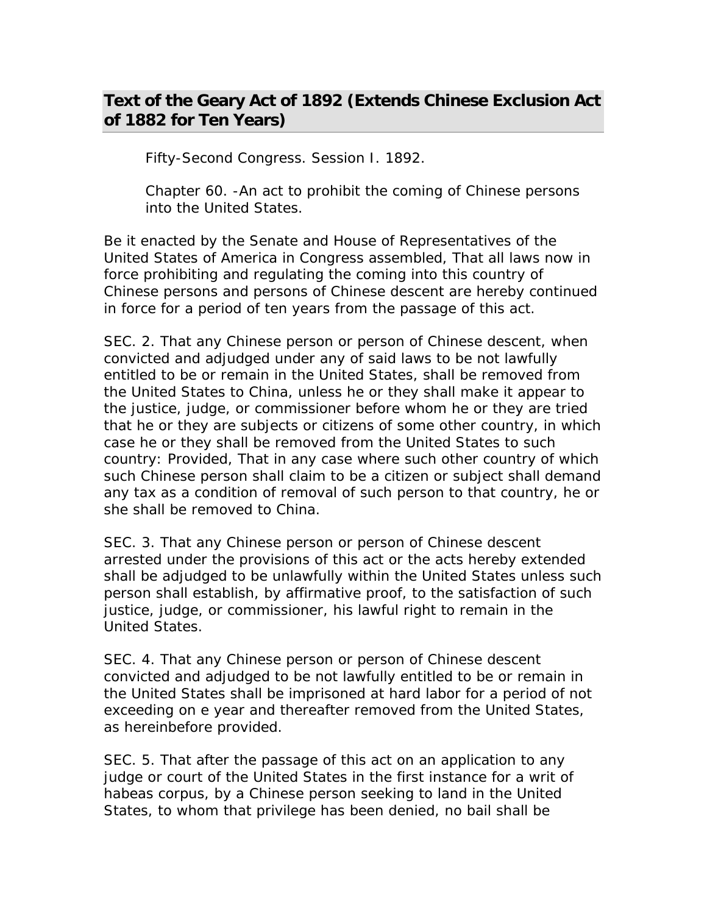## Text of the Geary Act of 1892 (Extends Chinese Exclusion Act of 1882 for Ten Years)

Fifty-Second Congress. Session I. 1892.

Chapter 60. -An act to prohibit the coming of Chinese persons into the United States.

Be it enacted by the Senate and House of Representatives of the United States of America in Congress assembled, That all laws now in force prohibiting and regulating the coming into this country of Chinese persons and persons of Chinese descent are hereby continued in force for a period of ten years from the passage of this act.

SEC. 2. That any Chinese person or person of Chinese descent, when convicted and adjudged under any of said laws to be not lawfully entitled to be or remain in the United States, shall be removed from the United States to China, unless he or they shall make it appear to the justice, judge, or commissioner before whom he or they are tried that he or they are subjects or citizens of some other country, in which case he or they shall be removed from the United States to such country: Provided, That in any case where such other country of which such Chinese person shall claim to be a citizen or subject shall demand any tax as a condition of removal of such person to that country, he or she shall be removed to China.

SEC. 3. That any Chinese person or person of Chinese descent arrested under the provisions of this act or the acts hereby extended shall be adjudged to be unlawfully within the United States unless such person shall establish, by affirmative proof, to the satisfaction of such justice, judge, or commissioner, his lawful right to remain in the United States.

SEC. 4. That any Chinese person or person of Chinese descent convicted and adjudged to be not lawfully entitled to be or remain in the United States shall be imprisoned at hard labor for a period of not exceeding on e year and thereafter removed from the United States, as hereinbefore provided.

SEC. 5. That after the passage of this act on an application to any judge or court of the United States in the first instance for a writ of habeas corpus, by a Chinese person seeking to land in the United States, to whom that privilege has been denied, no bail shall be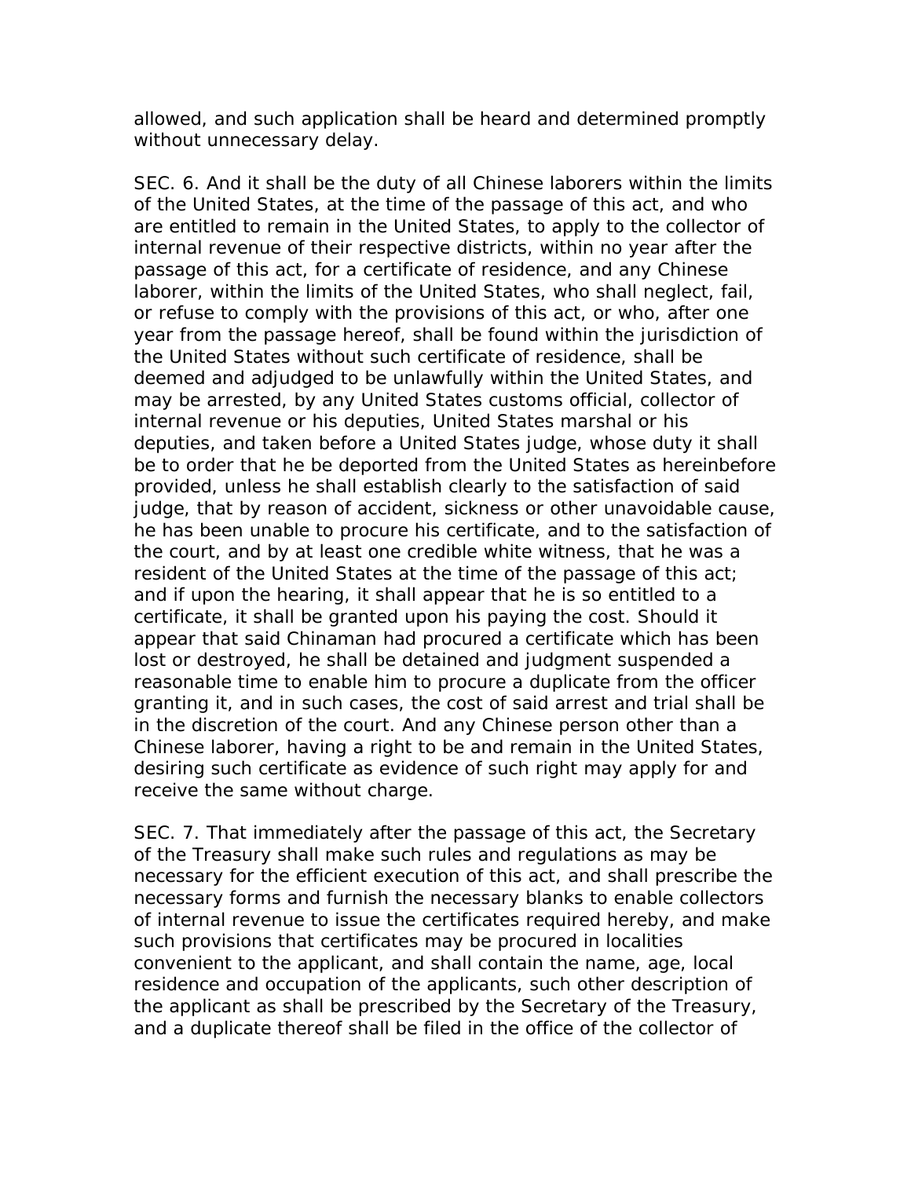allowed, and such application shall be heard and determined promptly without unnecessary delay.

SEC. 6. And it shall be the duty of all Chinese laborers within the limits of the United States, at the time of the passage of this act, and who are entitled to remain in the United States, to apply to the collector of internal revenue of their respective districts, within no year after the passage of this act, for a certificate of residence, and any Chinese laborer, within the limits of the United States, who shall neglect, fail, or refuse to comply with the provisions of this act, or who, after one year from the passage hereof, shall be found within the jurisdiction of the United States without such certificate of residence, shall be deemed and adjudged to be unlawfully within the United States, and may be arrested, by any United States customs official, collector of internal revenue or his deputies, United States marshal or his deputies, and taken before a United States judge, whose duty it shall be to order that he be deported from the United States as hereinbefore provided, unless he shall establish clearly to the satisfaction of said judge, that by reason of accident, sickness or other unavoidable cause, he has been unable to procure his certificate, and to the satisfaction of the court, and by at least one credible white witness, that he was a resident of the United States at the time of the passage of this act; and if upon the hearing, it shall appear that he is so entitled to a certificate, it shall be granted upon his paying the cost. Should it appear that said Chinaman had procured a certificate which has been lost or destroyed, he shall be detained and judgment suspended a reasonable time to enable him to procure a duplicate from the officer granting it, and in such cases, the cost of said arrest and trial shall be in the discretion of the court. And any Chinese person other than a Chinese laborer, having a right to be and remain in the United States, desiring such certificate as evidence of such right may apply for and receive the same without charge.

SEC. 7. That immediately after the passage of this act, the Secretary of the Treasury shall make such rules and regulations as may be necessary for the efficient execution of this act, and shall prescribe the necessary forms and furnish the necessary blanks to enable collectors of internal revenue to issue the certificates required hereby, and make such provisions that certificates may be procured in localities convenient to the applicant, and shall contain the name, age, local residence and occupation of the applicants, such other description of the applicant as shall be prescribed by the Secretary of the Treasury, and a duplicate thereof shall be filed in the office of the collector of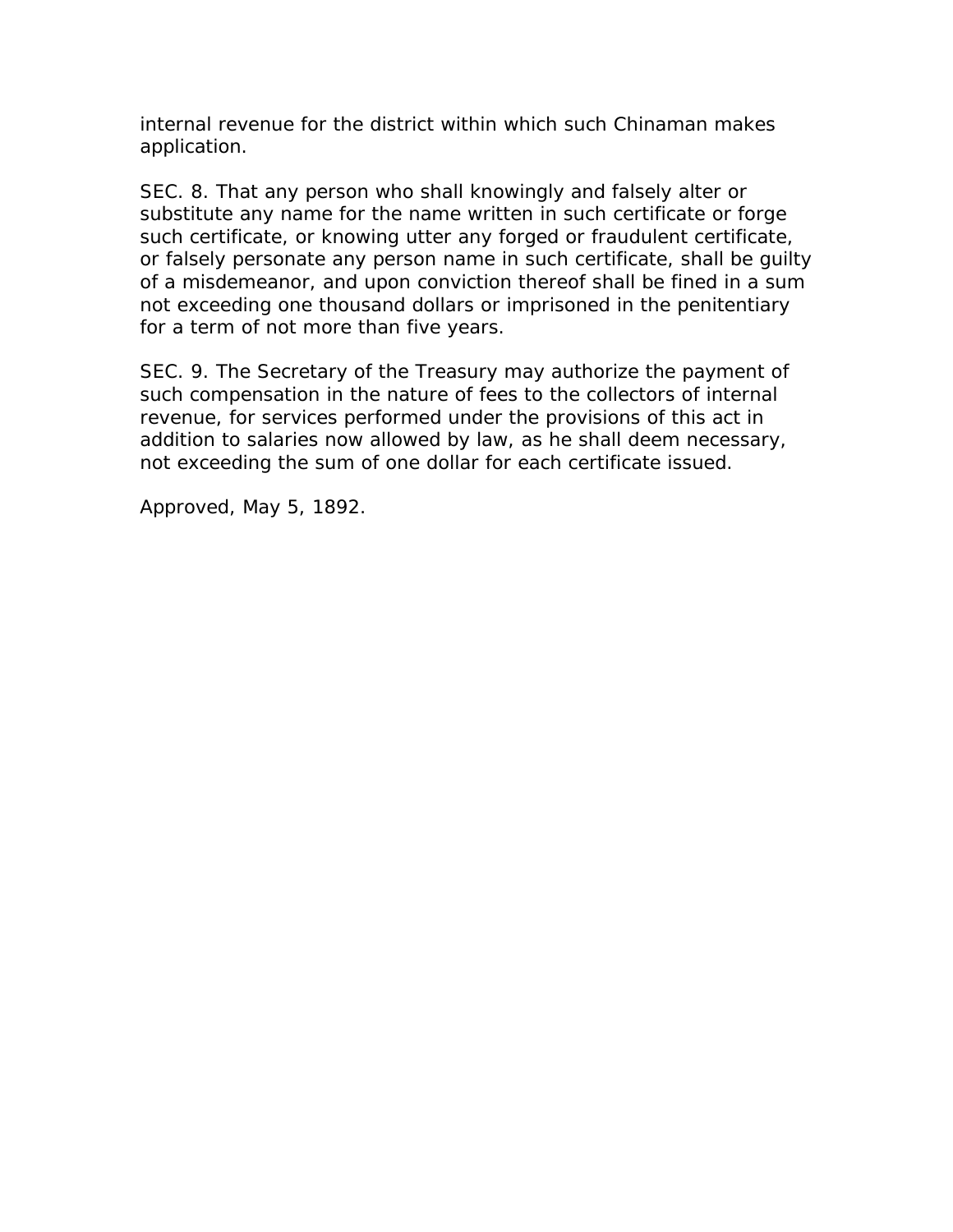internal revenue for the district within which such Chinaman makes application.

SEC. 8. That any person who shall knowingly and falsely alter or substitute any name for the name written in such certificate or forge such certificate, or knowing utter any forged or fraudulent certificate, or falsely personate any person name in such certificate, shall be guilty of a misdemeanor, and upon conviction thereof shall be fined in a sum not exceeding one thousand dollars or imprisoned in the penitentiary for a term of not more than five years.

SEC. 9. The Secretary of the Treasury may authorize the payment of such compensation in the nature of fees to the collectors of internal revenue, for services performed under the provisions of this act in addition to salaries now allowed by law, as he shall deem necessary, not exceeding the sum of one dollar for each certificate issued.

Approved, May 5, 1892.